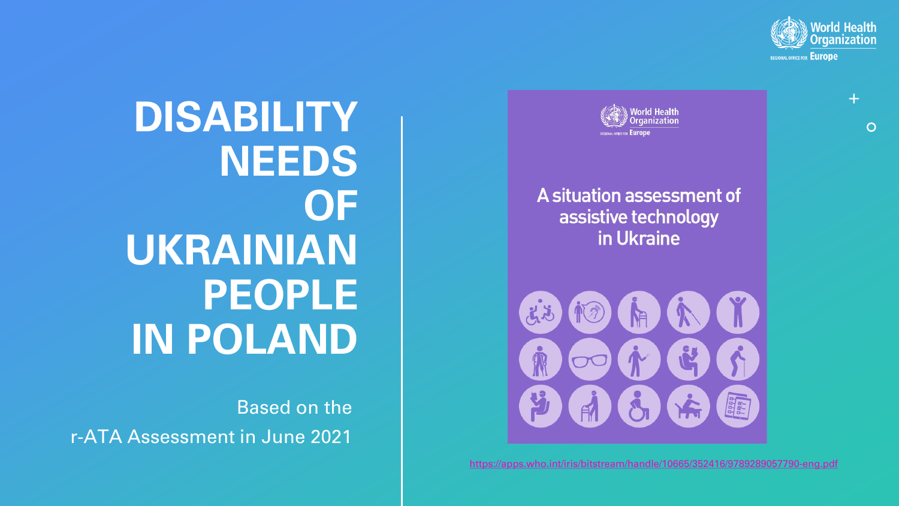# DISABILITY NEEDS OF UKRAINIAN PEOPLE IN POLAND

Based on the r-ATA Assessment in June 2021

World Health Organization
REGIONAL OFFICE FOR Europe

A situation assessment of assistive technology in Ukraine

https://apps.who.int/iris/bitstream/handle/10665/352416/9789289057790-eng.pdf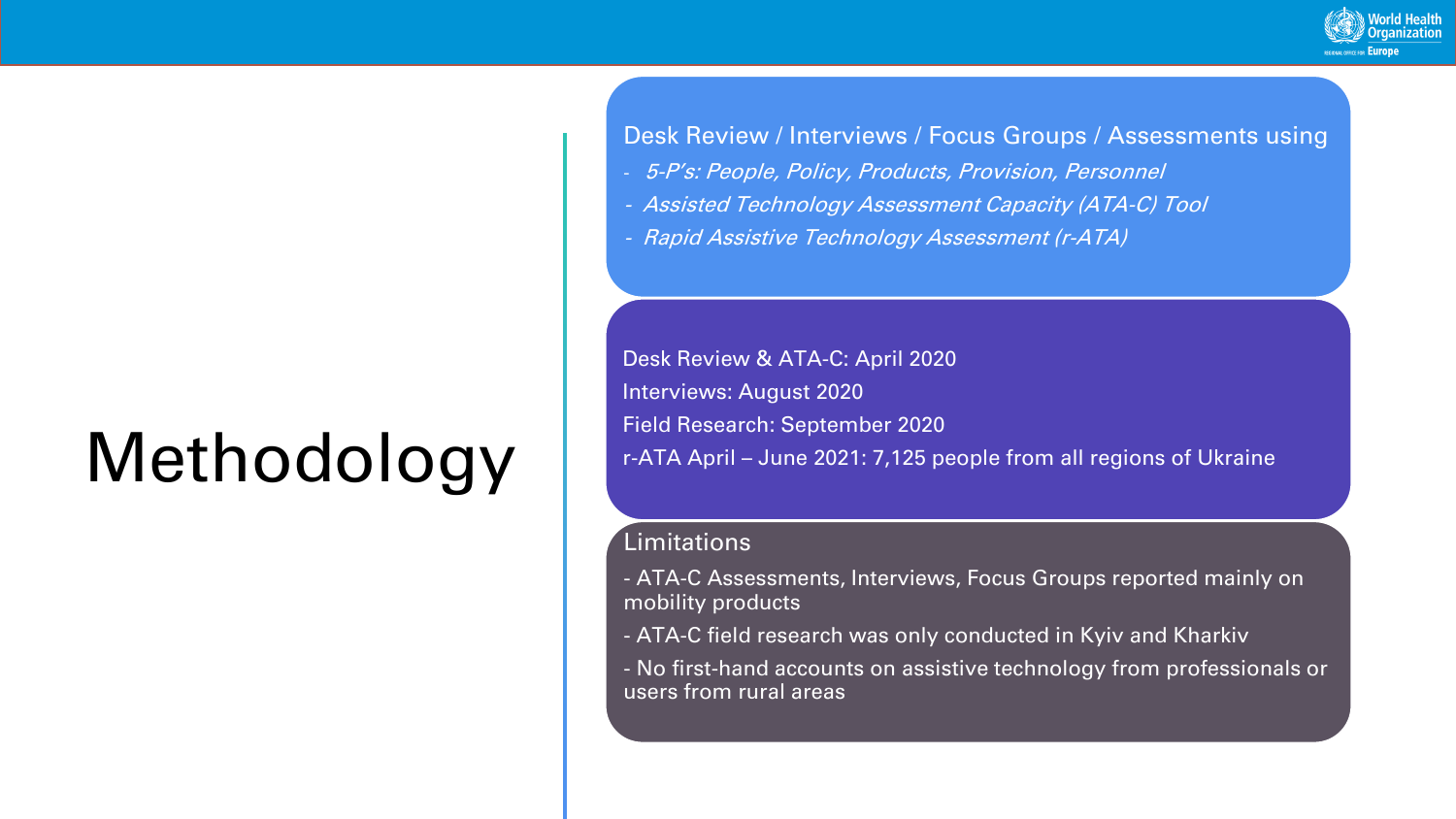# Methodology

Desk Review / Interviews / Focus Groups / Assessments using

- *5-P's: People, Policy, Products, Provision, Personnel*
- *Assisted Technology Assessment Capacity (ATA-C) Tool*
- *Rapid Assistive Technology Assessment (r-ATA)*

Desk Review & ATA-C: April 2020

Interviews: August 2020

Field Research: September 2020

r-ATA April – June 2021: 7,125 people from all regions of Ukraine

## Limitations

- ATA-C Assessments, Interviews, Focus Groups reported mainly on mobility products
- ATA-C field research was only conducted in Kyiv and Kharkiv
- No first-hand accounts on assistive technology from professionals or users from rural areas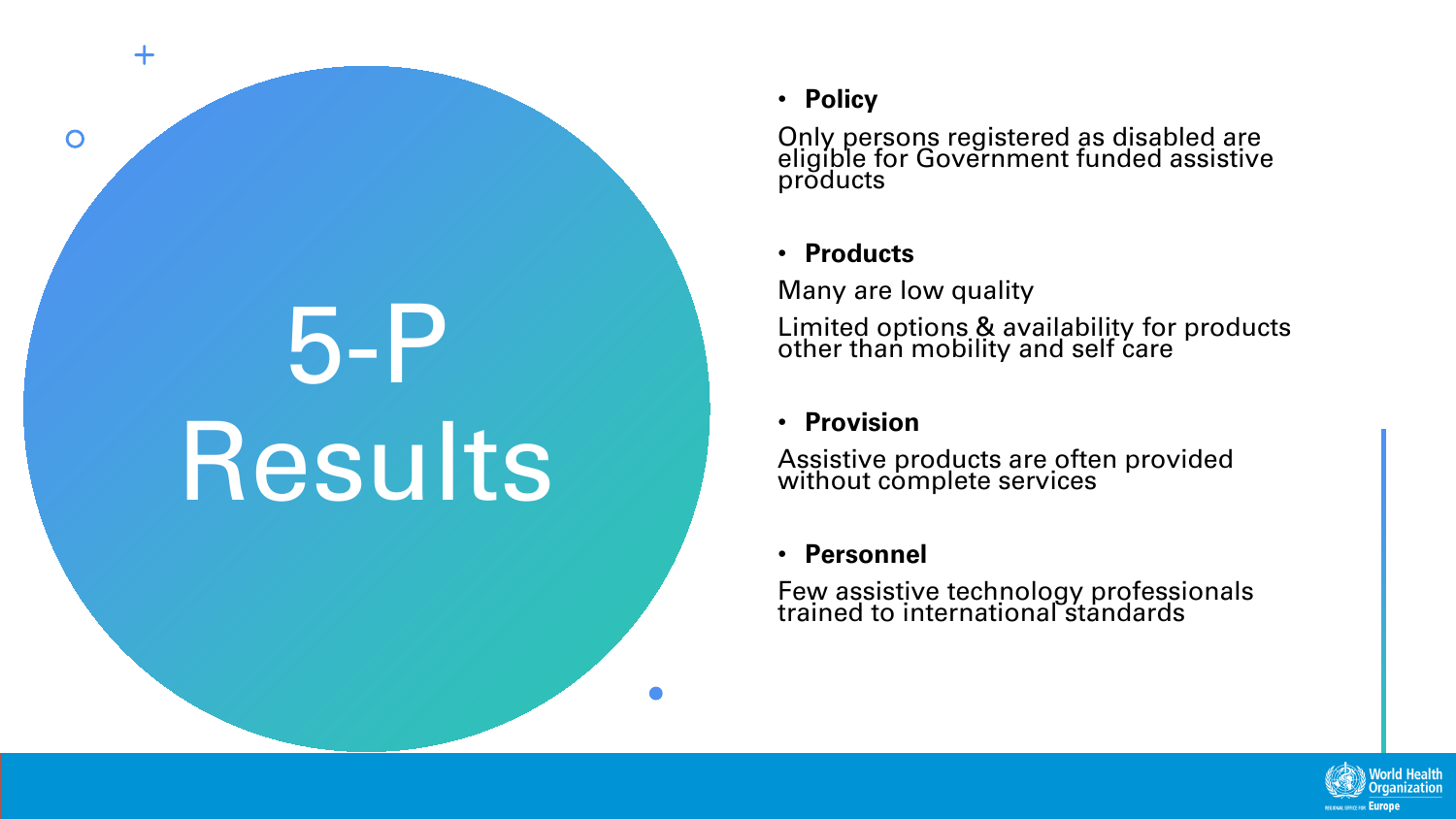# 5-P Results

- **Policy**

Only persons registered as disabled are eligible for Government funded assistive products

- **Products**

Many are low quality

Limited options & availability for products other than mobility and self care

- **Provision**

Assistive products are often provided without complete services

- **Personnel**

Few assistive technology professionals trained to international standards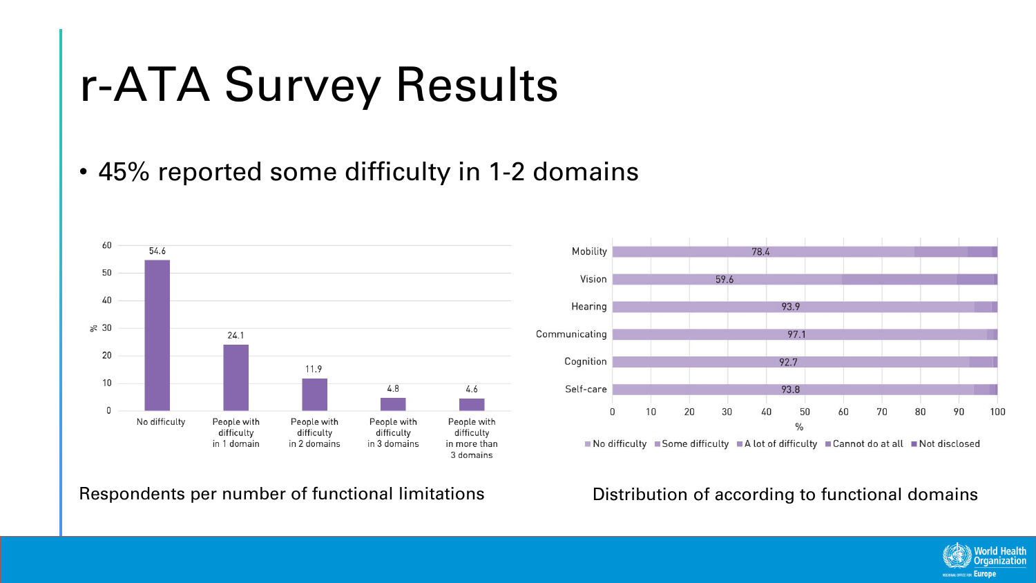# r-ATA Survey Results

- 45% reported some difficulty in 1-2 domains

| | % |
|---|---|
| No difficulty | 54.6 |
| People with difficulty in 1 domain | 24.1 |
| People with difficulty in 2 domains | 11.9 |
| People with difficulty in 3 domains | 4.8 |
| People with difficulty in more than 3 domains | 4.6 |

Respondents per number of functional limitations

| Domain | No difficulty (%) |
|---|---|
| Mobility | 78.4 |
| Vision | 59.6 |
| Hearing | 93.9 |
| Communicating | 97.1 |
| Cognition | 92.7 |
| Self-care | 93.8 |

Legend: No difficulty, Some difficulty, A lot of difficulty, Cannot do at all, Not disclosed

Distribution of according to functional domains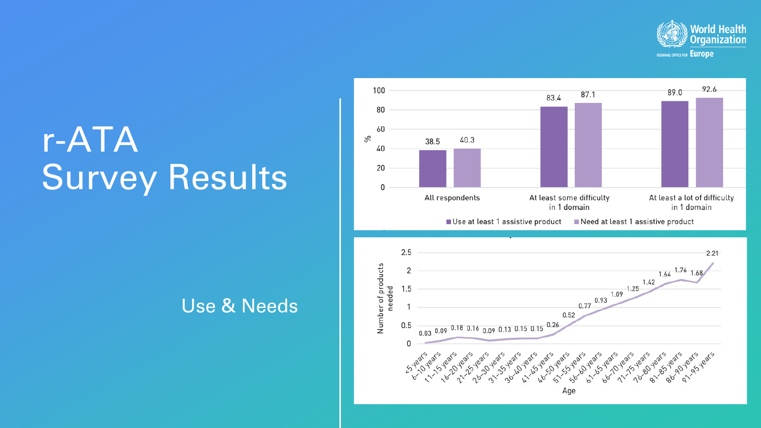# r-ATA Survey Results

## Use & Needs

| | Use at least 1 assistive product (%) | Need at least 1 assistive product (%) |
|---|---|---|
| All respondents | 38.5 | 40.3 |
| At least some difficulty in 1 domain | 83.4 | 87.1 |
| At least a lot of difficulty in 1 domain | 89.0 | 92.6 |

| Age | Number of products needed |
|---|---|
| <5 years | 0.03 |
| 6–10 years | 0.09 |
| 11–15 years | 0.18 |
| 16–20 years | 0.16 |
| 21–25 years | 0.09 |
| 26–30 years | 0.13 |
| 31–35 years | 0.15 |
| 36–40 years | 0.15 |
| 41–45 years | 0.26 |
| 46–50 years | 0.52 |
| 51–55 years | 0.77 |
| 56–60 years | 0.93 |
| 61–65 years | 1.09 |
| 66–70 years | 1.25 |
| 71–75 years | 1.42 |
| 76–80 years | 1.64 |
| 81–85 years | 1.76 |
| 86–90 years | 1.68 |
| 91–95 years | 2.21 |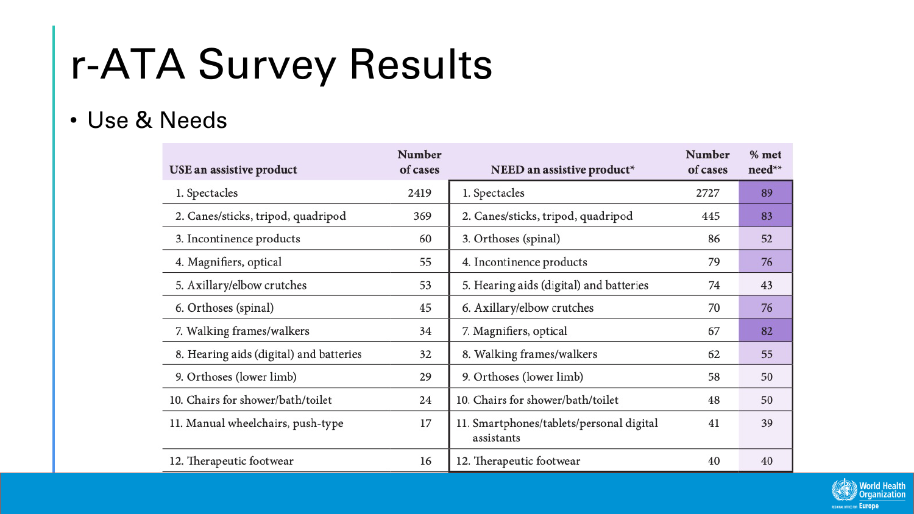# r-ATA Survey Results

- Use & Needs

| USE an assistive product | Number of cases | NEED an assistive product* | Number of cases | % met need** |
|---|---|---|---|---|
| 1. Spectacles | 2419 | 1. Spectacles | 2727 | 89 |
| 2. Canes/sticks, tripod, quadripod | 369 | 2. Canes/sticks, tripod, quadripod | 445 | 83 |
| 3. Incontinence products | 60 | 3. Orthoses (spinal) | 86 | 52 |
| 4. Magnifiers, optical | 55 | 4. Incontinence products | 79 | 76 |
| 5. Axillary/elbow crutches | 53 | 5. Hearing aids (digital) and batteries | 74 | 43 |
| 6. Orthoses (spinal) | 45 | 6. Axillary/elbow crutches | 70 | 76 |
| 7. Walking frames/walkers | 34 | 7. Magnifiers, optical | 67 | 82 |
| 8. Hearing aids (digital) and batteries | 32 | 8. Walking frames/walkers | 62 | 55 |
| 9. Orthoses (lower limb) | 29 | 9. Orthoses (lower limb) | 58 | 50 |
| 10. Chairs for shower/bath/toilet | 24 | 10. Chairs for shower/bath/toilet | 48 | 50 |
| 11. Manual wheelchairs, push-type | 17 | 11. Smartphones/tablets/personal digital assistants | 41 | 39 |
| 12. Therapeutic footwear | 16 | 12. Therapeutic footwear | 40 | 40 |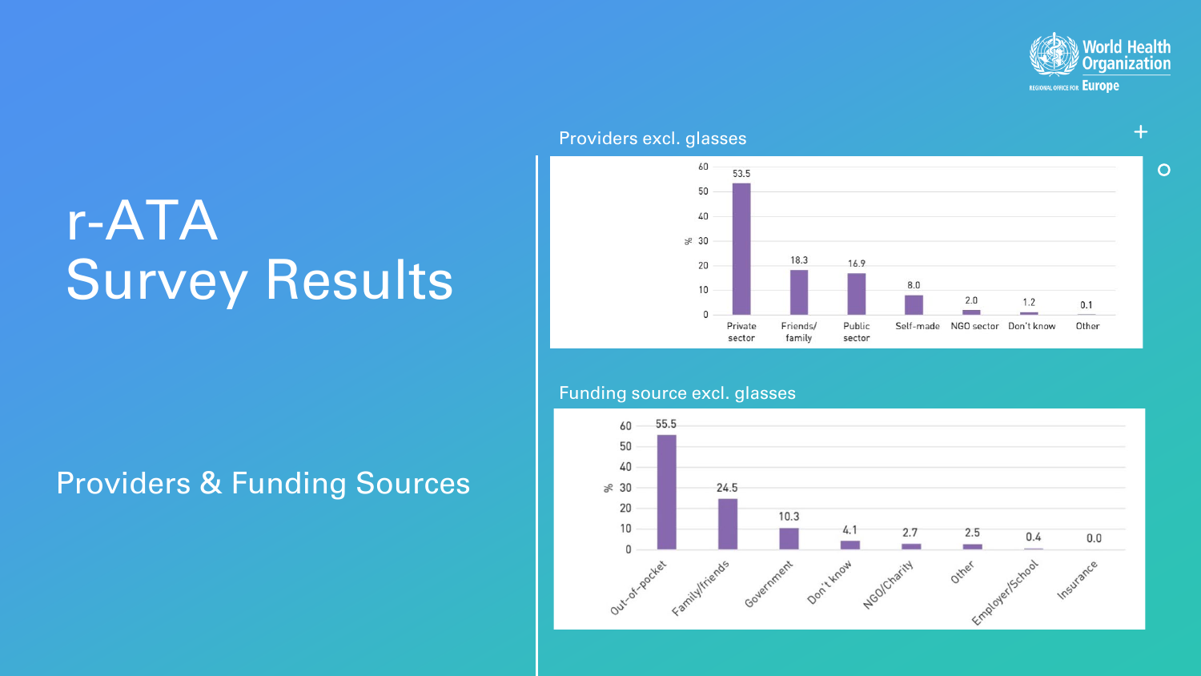# r-ATA Survey Results

## Providers & Funding Sources

**Providers excl. glasses**

| Provider | % |
| --- | --- |
| Private sector | 53.5 |
| Friends/family | 18.3 |
| Public sector | 16.9 |
| Self-made | 8.0 |
| NGO sector | 2.0 |
| Don't know | 1.2 |
| Other | 0.1 |

**Funding source excl. glasses**

| Funding source | % |
| --- | --- |
| Out-of-pocket | 55.5 |
| Family/friends | 24.5 |
| Government | 10.3 |
| Don't know | 4.1 |
| NGO/Charity | 2.7 |
| Other | 2.5 |
| Employer/School | 0.4 |
| Insurance | 0.0 |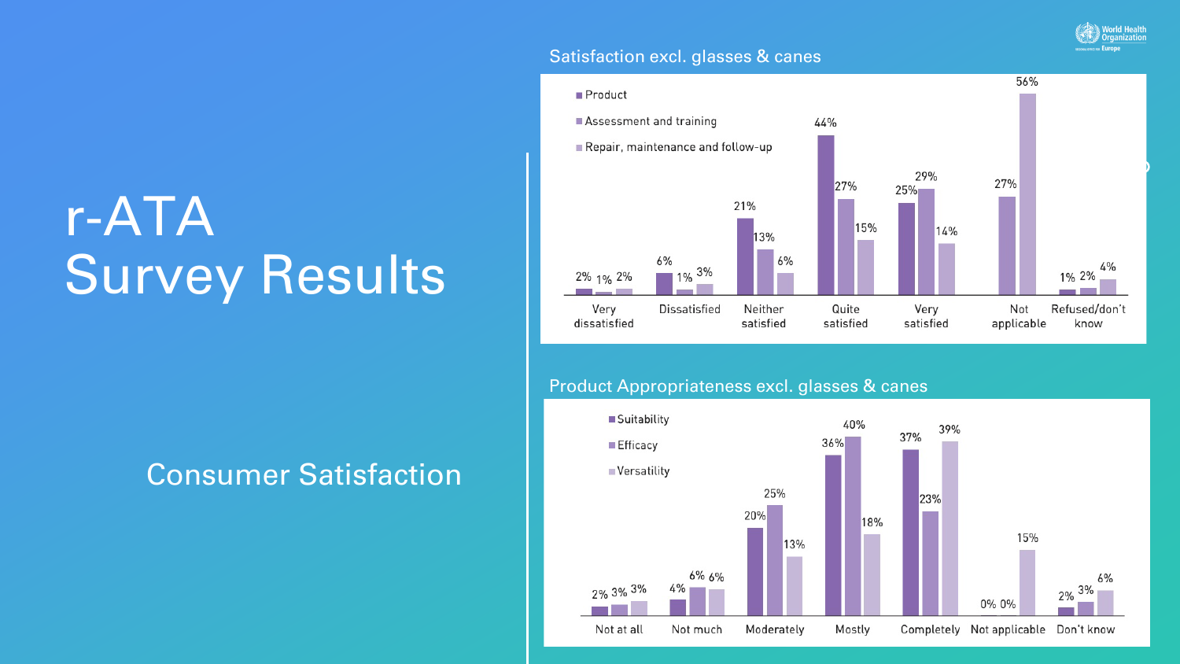# r-ATA Survey Results

## Consumer Satisfaction

### Satisfaction excl. glasses & canes

| | Very dissatisfied | Dissatisfied | Neither satisfied | Quite satisfied | Very satisfied | Not applicable | Refused/don't know |
|---|---|---|---|---|---|---|---|
| Product | 2% | 6% | 21% | 44% | 25% | | 1% |
| Assessment and training | 1% | 1% | 13% | 27% | 29% | 27% | 2% |
| Repair, maintenance and follow-up | 2% | 3% | 6% | 15% | 14% | 56% | 4% |

### Product Appropriateness excl. glasses & canes

| | Not at all | Not much | Moderately | Mostly | Completely | Not applicable | Don't know |
|---|---|---|---|---|---|---|---|
| Suitability | 2% | 4% | 20% | 36% | 37% | 0% | 2% |
| Efficacy | 3% | 6% | 25% | 40% | 23% | 0% | 3% |
| Versatility | 3% | 6% | 13% | 18% | 39% | 15% | 6% |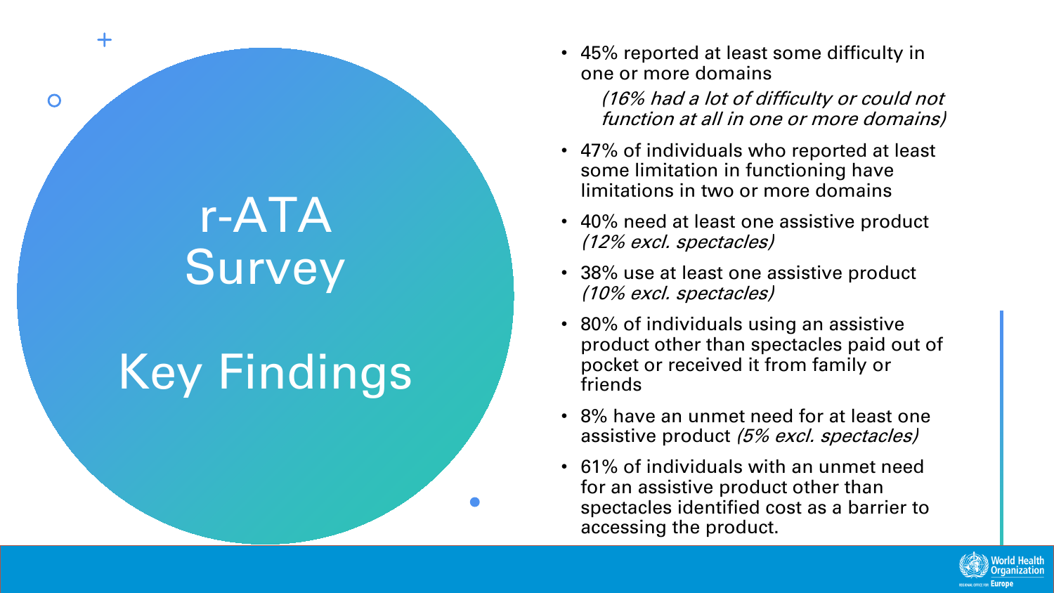# r-ATA Survey

## Key Findings

- 45% reported at least some difficulty in one or more domains

  *(16% had a lot of difficulty or could not function at all in one or more domains)*

- 47% of individuals who reported at least some limitation in functioning have limitations in two or more domains
- 40% need at least one assistive product *(12% excl. spectacles)*
- 38% use at least one assistive product *(10% excl. spectacles)*
- 80% of individuals using an assistive product other than spectacles paid out of pocket or received it from family or friends
- 8% have an unmet need for at least one assistive product *(5% excl. spectacles)*
- 61% of individuals with an unmet need for an assistive product other than spectacles identified cost as a barrier to accessing the product.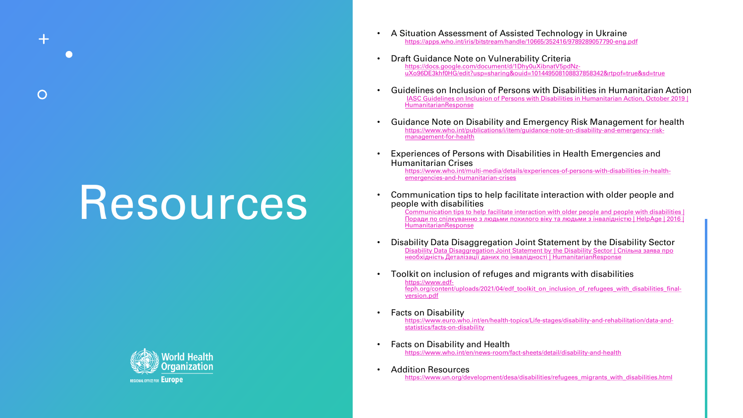# Resources

- A Situation Assessment of Assisted Technology in Ukraine
  https://apps.who.int/iris/bitstream/handle/10665/352416/9789289057790-eng.pdf
- Draft Guidance Note on Vulnerability Criteria
  https://docs.google.com/document/d/1Dhy0uXibnatV5pdNz-uXo96DE3khf0HG/edit?usp=sharing&ouid=101449508108837858342&rtpof=true&sd=true
- Guidelines on Inclusion of Persons with Disabilities in Humanitarian Action
  IASC Guidelines on Inclusion of Persons with Disabilities in Humanitarian Action, October 2019 | HumanitarianResponse
- Guidance Note on Disability and Emergency Risk Management for health
  https://www.who.int/publications/i/item/guidance-note-on-disability-and-emergency-risk-management-for-health
- Experiences of Persons with Disabilities in Health Emergencies and Humanitarian Crises
  https://www.who.int/multi-media/details/experiences-of-persons-with-disabilities-in-health-emergencies-and-humanitarian-crises
- Communication tips to help facilitate interaction with older people and people with disabilities
  Communication tips to help facilitate interaction with older people and people with disabilities | Поради по спілкуванню з людьми похилого віку та людьми з інвалідністю | HelpAge | 2016 | HumanitarianResponse
- Disability Data Disaggregation Joint Statement by the Disability Sector
  Disability Data Disaggregation Joint Statement by the Disability Sector | Спільна заява про необхідність Деталізації даних по інвалідності | HumanitarianResponse
- Toolkit on inclusion of refuges and migrants with disabilities
  https://www.edf-feph.org/content/uploads/2021/04/edf_toolkit_on_inclusion_of_refugees_with_disabilities_final-version.pdf
- Facts on Disability
  https://www.euro.who.int/en/health-topics/Life-stages/disability-and-rehabilitation/data-and-statistics/facts-on-disability
- Facts on Disability and Health
  https://www.who.int/en/news-room/fact-sheets/detail/disability-and-health
- Addition Resources
  https://www.un.org/development/desa/disabilities/refugees_migrants_with_disabilities.html

World Health Organization
REGIONAL OFFICE FOR Europe